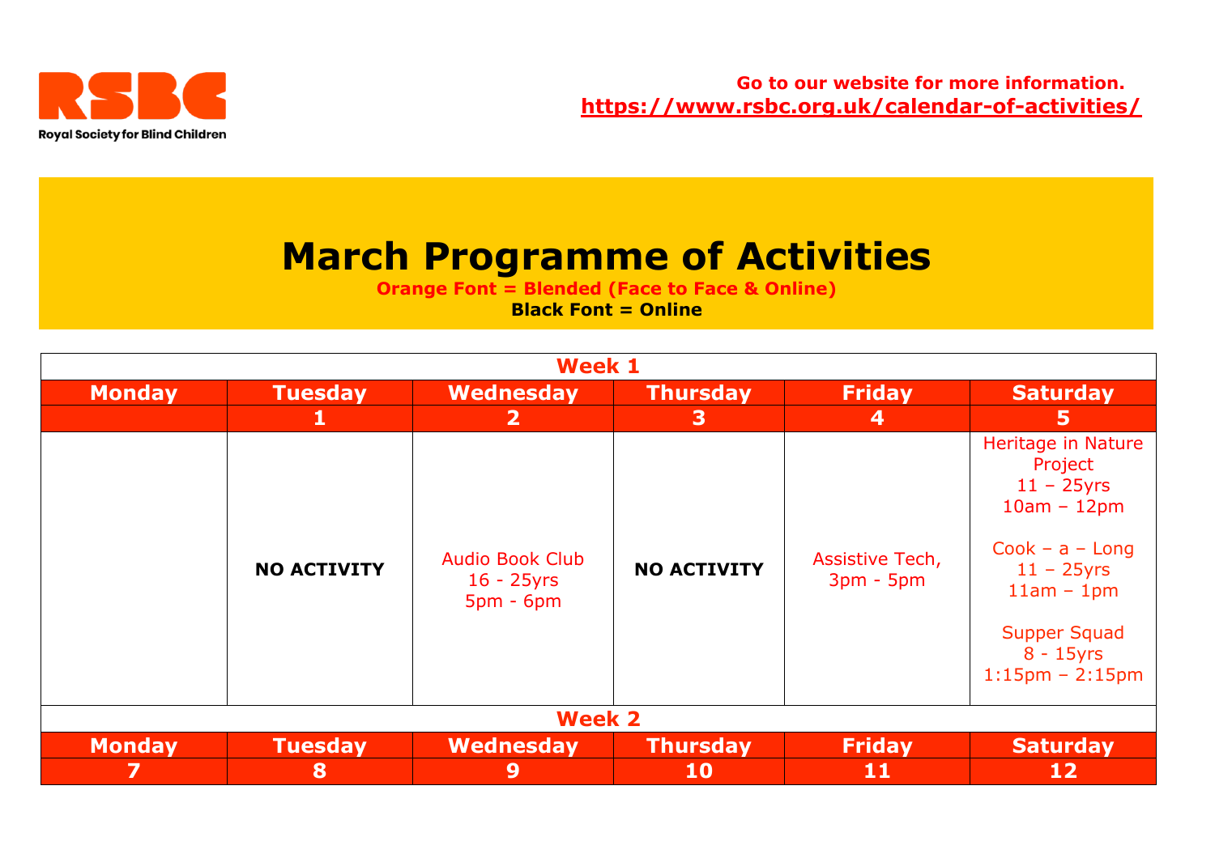RSBC

Royal Society for Blind Children

**Go to our website for more information.**
**https://www.rsbc.org.uk/calendar-of-activities/**

# March Programme of Activities

**Orange Font = Blended (Face to Face & Online)**
**Black Font = Online**

| Week 1 | | | | | |
|---|---|---|---|---|---|
| **Monday** | **Tuesday** | **Wednesday** | **Thursday** | **Friday** | **Saturday** |
| | **1** | **2** | **3** | **4** | **5** |
| | **NO ACTIVITY** | Audio Book Club 16 - 25yrs 5pm - 6pm | **NO ACTIVITY** | Assistive Tech, 3pm - 5pm | Heritage in Nature Project 11 – 25yrs 10am – 12pm<br><br>Cook – a – Long 11 – 25yrs 11am – 1pm<br><br>Supper Squad 8 - 15yrs 1:15pm – 2:15pm |

| Week 2 | | | | | |
|---|---|---|---|---|---|
| **Monday** | **Tuesday** | **Wednesday** | **Thursday** | **Friday** | **Saturday** |
| **7** | **8** | **9** | **10** | **11** | **12** |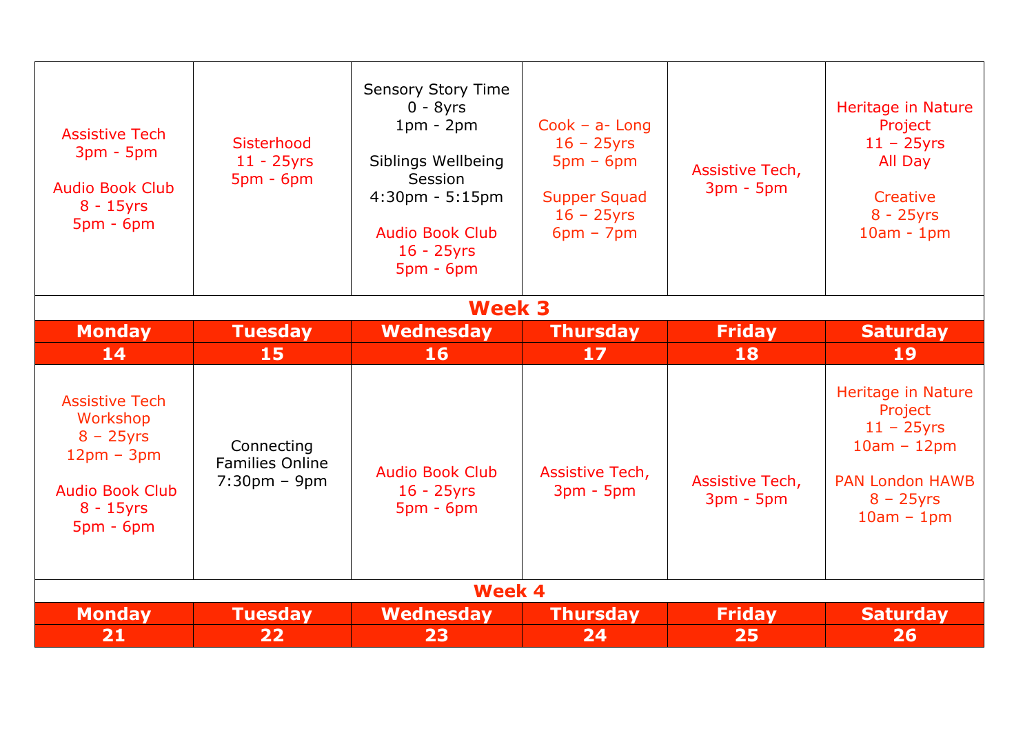| | | | | | |
|---|---|---|---|---|---|
| Assistive Tech<br>3pm - 5pm<br><br>Audio Book Club<br>8 - 15yrs<br>5pm - 6pm | Sisterhood<br>11 - 25yrs<br>5pm - 6pm | Sensory Story Time<br>0 - 8yrs<br>1pm - 2pm<br><br>Siblings Wellbeing Session<br>4:30pm - 5:15pm<br><br>Audio Book Club<br>16 - 25yrs<br>5pm - 6pm | Cook – a- Long<br>16 – 25yrs<br>5pm – 6pm<br><br>Supper Squad<br>16 – 25yrs<br>6pm – 7pm | Assistive Tech,<br>3pm - 5pm | Heritage in Nature Project<br>11 – 25yrs<br>All Day<br><br>Creative<br>8 - 25yrs<br>10am - 1pm |

## Week 3

| Monday | Tuesday | Wednesday | Thursday | Friday | Saturday |
|---|---|---|---|---|---|
| **14** | **15** | **16** | **17** | **18** | **19** |
| Assistive Tech Workshop<br>8 – 25yrs<br>12pm – 3pm<br><br>Audio Book Club<br>8 - 15yrs<br>5pm - 6pm | Connecting Families Online<br>7:30pm – 9pm | Audio Book Club<br>16 - 25yrs<br>5pm - 6pm | Assistive Tech,<br>3pm - 5pm | Assistive Tech,<br>3pm - 5pm | Heritage in Nature Project<br>11 – 25yrs<br>10am – 12pm<br><br>PAN London HAWB<br>8 – 25yrs<br>10am – 1pm |

## Week 4

| Monday | Tuesday | Wednesday | Thursday | Friday | Saturday |
|---|---|---|---|---|---|
| **21** | **22** | **23** | **24** | **25** | **26** |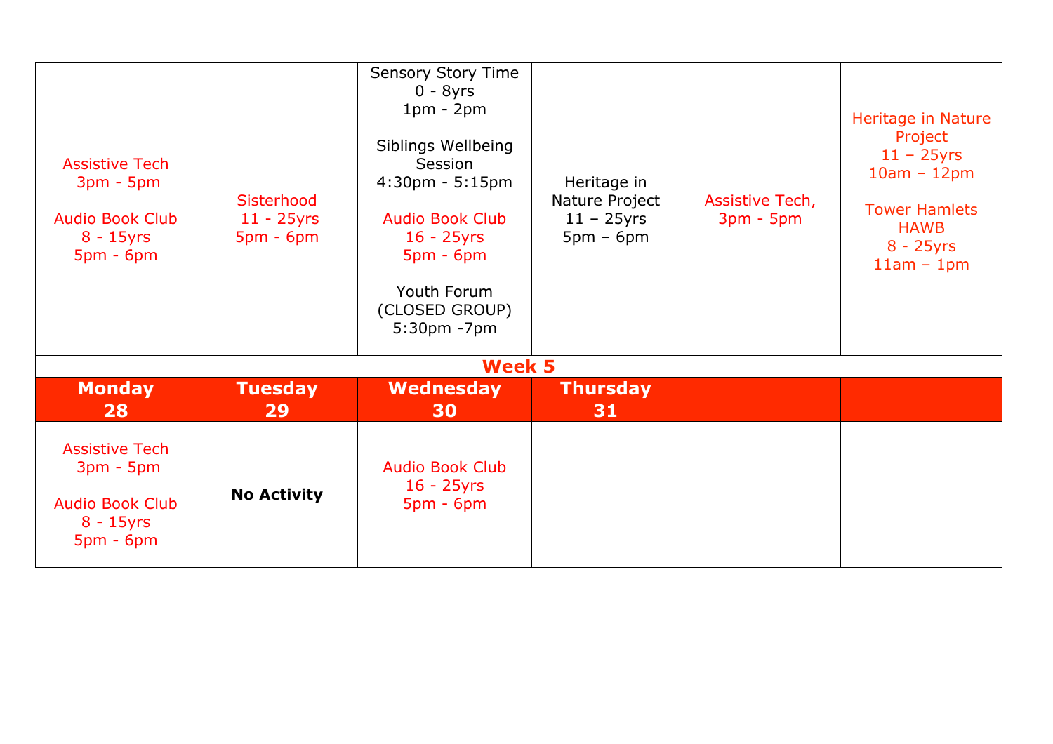| | | | | | |
|---|---|---|---|---|---|
| Assistive Tech<br>3pm - 5pm<br><br>Audio Book Club<br>8 - 15yrs<br>5pm - 6pm | Sisterhood<br>11 - 25yrs<br>5pm - 6pm | Sensory Story Time<br>0 - 8yrs<br>1pm - 2pm<br><br>Siblings Wellbeing Session<br>4:30pm - 5:15pm<br><br>Audio Book Club<br>16 - 25yrs<br>5pm - 6pm<br><br>Youth Forum<br>(CLOSED GROUP)<br>5:30pm -7pm | Heritage in Nature Project<br>11 – 25yrs<br>5pm – 6pm | Assistive Tech,<br>3pm - 5pm | Heritage in Nature Project<br>11 – 25yrs<br>10am – 12pm<br><br>Tower Hamlets HAWB<br>8 - 25yrs<br>11am – 1pm |
| **Week 5** | | | | | |
| **Monday** | **Tuesday** | **Wednesday** | **Thursday** | | |
| **28** | **29** | **30** | **31** | | |
| Assistive Tech<br>3pm - 5pm<br><br>Audio Book Club<br>8 - 15yrs<br>5pm - 6pm | **No Activity** | Audio Book Club<br>16 - 25yrs<br>5pm - 6pm | | | |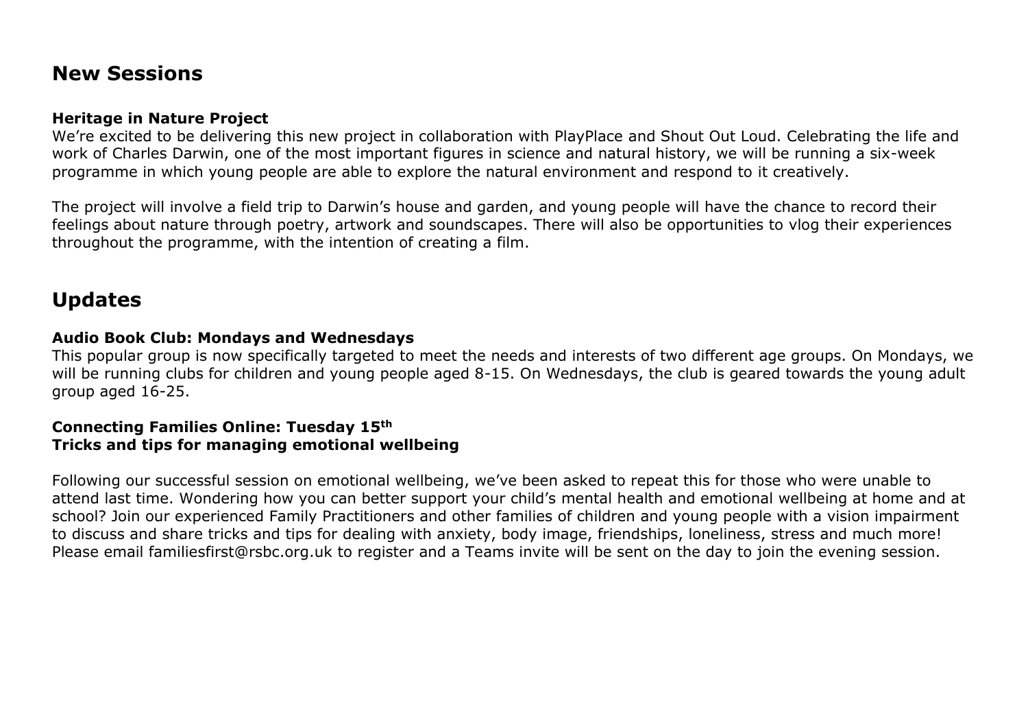## New Sessions

**Heritage in Nature Project**
We're excited to be delivering this new project in collaboration with PlayPlace and Shout Out Loud. Celebrating the life and work of Charles Darwin, one of the most important figures in science and natural history, we will be running a six-week programme in which young people are able to explore the natural environment and respond to it creatively.

The project will involve a field trip to Darwin's house and garden, and young people will have the chance to record their feelings about nature through poetry, artwork and soundscapes. There will also be opportunities to vlog their experiences throughout the programme, with the intention of creating a film.

## Updates

**Audio Book Club: Mondays and Wednesdays**
This popular group is now specifically targeted to meet the needs and interests of two different age groups. On Mondays, we will be running clubs for children and young people aged 8-15. On Wednesdays, the club is geared towards the young adult group aged 16-25.

**Connecting Families Online: Tuesday 15th**
**Tricks and tips for managing emotional wellbeing**

Following our successful session on emotional wellbeing, we've been asked to repeat this for those who were unable to attend last time. Wondering how you can better support your child's mental health and emotional wellbeing at home and at school? Join our experienced Family Practitioners and other families of children and young people with a vision impairment to discuss and share tricks and tips for dealing with anxiety, body image, friendships, loneliness, stress and much more! Please email familiesfirst@rsbc.org.uk to register and a Teams invite will be sent on the day to join the evening session.